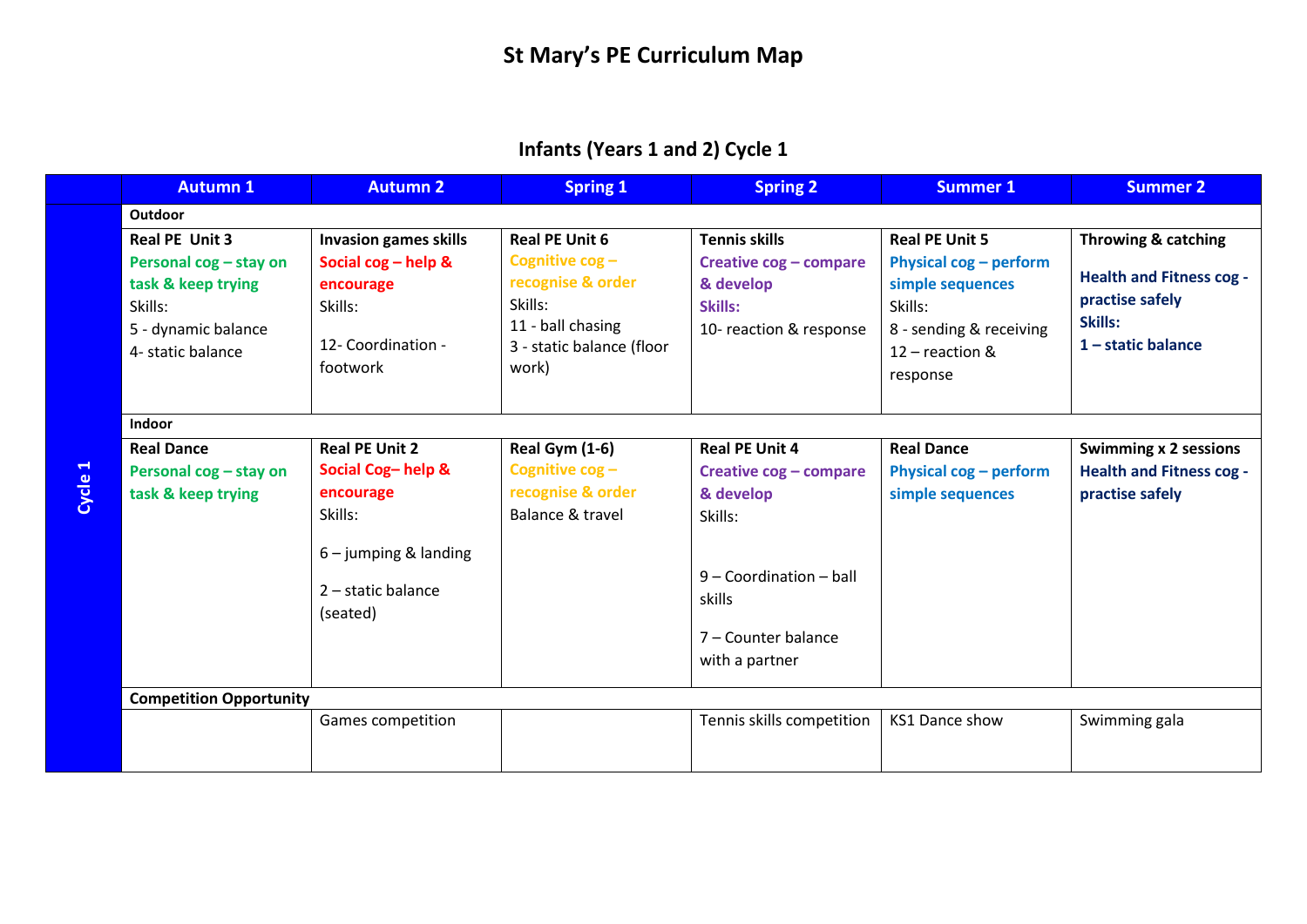# St Mary's PE Curriculum Map

## Infants (Years 1 and 2) Cycle 1

| | Autumn 1 | Autumn 2 | Spring 1 | Spring 2 | Summer 1 | Summer 2 |
|---|---|---|---|---|---|---|
| **Cycle 1** | **Outdoor** | | | | | |
| | **Real PE Unit 3**<br>**Personal cog – stay on task & keep trying**<br>Skills:<br>5 - dynamic balance<br>4- static balance | **Invasion games skills**<br>**Social cog – help & encourage**<br>Skills:<br>12- Coordination - footwork | **Real PE Unit 6**<br>**Cognitive cog – recognise & order**<br>Skills:<br>11 - ball chasing<br>3 - static balance (floor work) | **Tennis skills**<br>**Creative cog – compare & develop**<br>**Skills:**<br>10- reaction & response | **Real PE Unit 5**<br>**Physical cog – perform simple sequences**<br>Skills:<br>8 - sending & receiving<br>12 – reaction & response | **Throwing & catching**<br>**Health and Fitness cog - practise safely**<br>**Skills:**<br>**1 – static balance** |
| | **Indoor** | | | | | |
| | **Real Dance**<br>**Personal cog – stay on task & keep trying** | **Real PE Unit 2**<br>**Social Cog– help & encourage**<br>Skills:<br>6 – jumping & landing<br>2 – static balance (seated) | **Real Gym (1-6)**<br>**Cognitive cog – recognise & order**<br>Balance & travel | **Real PE Unit 4**<br>**Creative cog – compare & develop**<br>Skills:<br>9 – Coordination – ball skills<br>7 – Counter balance with a partner | **Real Dance**<br>**Physical cog – perform simple sequences** | **Swimming x 2 sessions**<br>**Health and Fitness cog - practise safely** |
| | **Competition Opportunity** | | | | | |
| | | Games competition | | Tennis skills competition | KS1 Dance show | Swimming gala |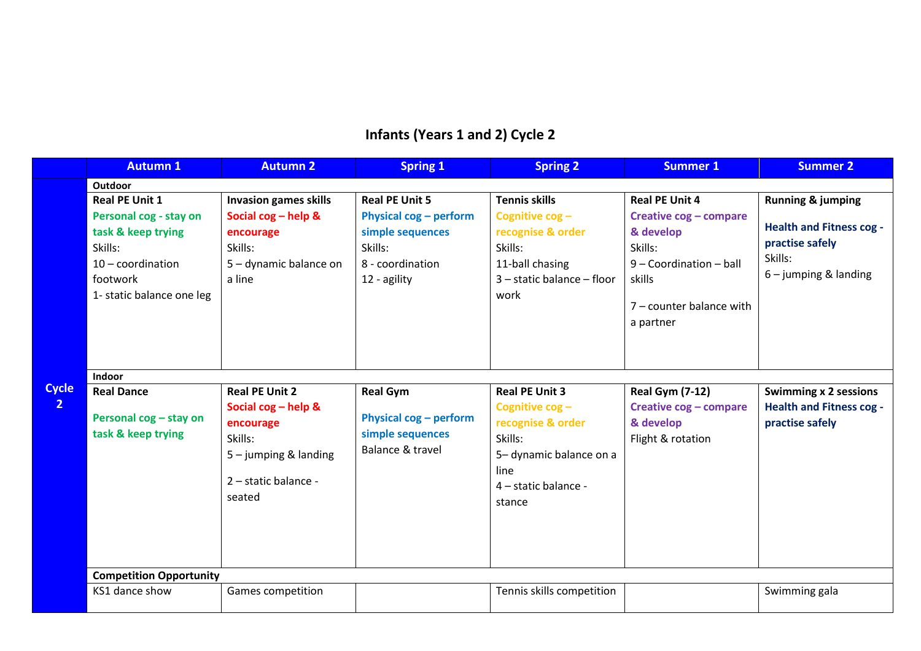# Infants (Years 1 and 2) Cycle 2

| | Autumn 1 | Autumn 2 | Spring 1 | Spring 2 | Summer 1 | Summer 2 |
|---|---|---|---|---|---|---|
| **Cycle 2** | **Outdoor** | | | | | |
| | **Real PE Unit 1**<br>Personal cog - stay on task & keep trying<br>Skills:<br>10 – coordination footwork<br>1- static balance one leg | **Invasion games skills**<br>Social cog – help & encourage<br>Skills:<br>5 – dynamic balance on a line | **Real PE Unit 5**<br>Physical cog – perform simple sequences<br>Skills:<br>8 - coordination<br>12 - agility | **Tennis skills**<br>Cognitive cog – recognise & order<br>Skills:<br>11-ball chasing<br>3 – static balance – floor work | **Real PE Unit 4**<br>Creative cog – compare & develop<br>Skills:<br>9 – Coordination – ball skills<br>7 – counter balance with a partner | **Running & jumping**<br>Health and Fitness cog - practise safely<br>Skills:<br>6 – jumping & landing |
| | **Indoor** | | | | | |
| | **Real Dance**<br>Personal cog – stay on task & keep trying | **Real PE Unit 2**<br>Social cog – help & encourage<br>Skills:<br>5 – jumping & landing<br>2 – static balance - seated | **Real Gym**<br>Physical cog – perform simple sequences<br>Balance & travel | **Real PE Unit 3**<br>Cognitive cog – recognise & order<br>Skills:<br>5– dynamic balance on a line<br>4 – static balance - stance | **Real Gym (7-12)**<br>Creative cog – compare & develop<br>Flight & rotation | **Swimming x 2 sessions**<br>Health and Fitness cog - practise safely |
| | **Competition Opportunity** | | | | | |
| | KS1 dance show | Games competition | | Tennis skills competition | | Swimming gala |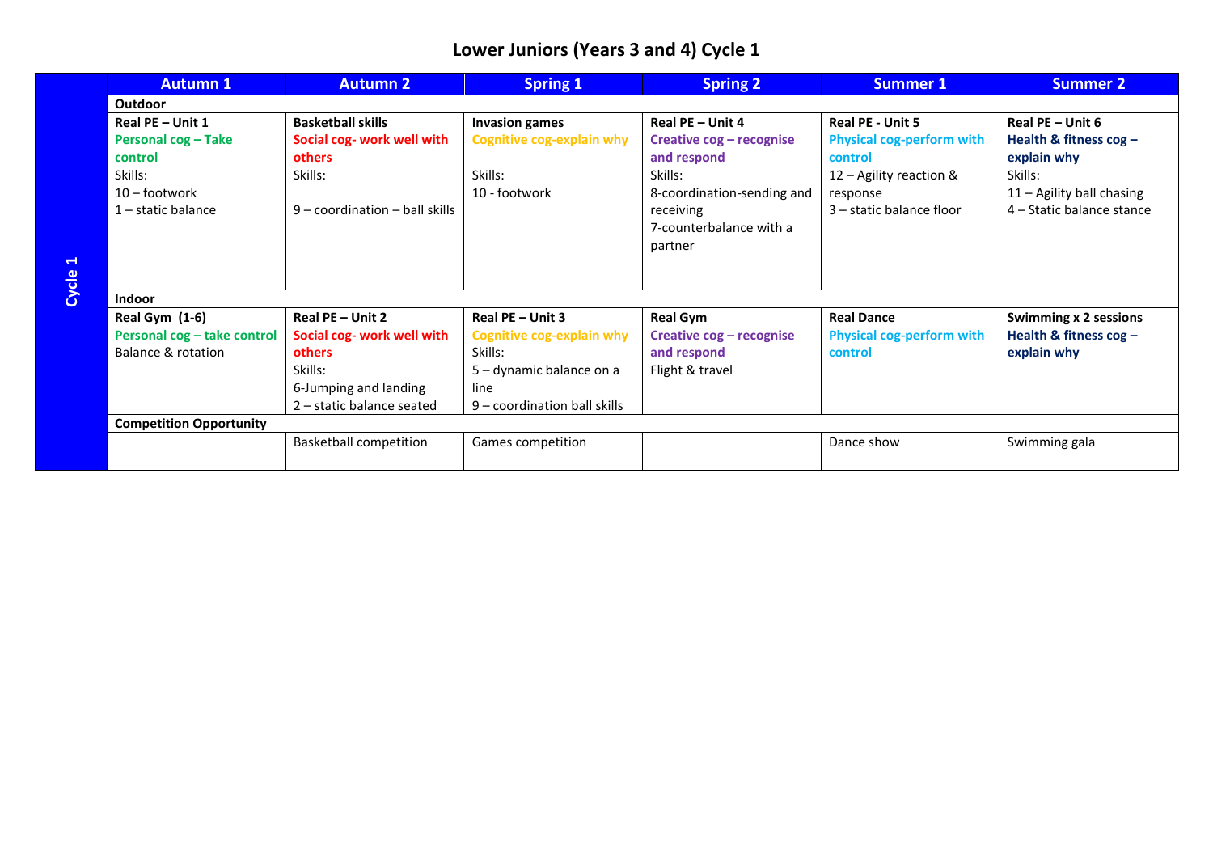# Lower Juniors (Years 3 and 4) Cycle 1

| | Autumn 1 | Autumn 2 | Spring 1 | Spring 2 | Summer 1 | Summer 2 |
|---|---|---|---|---|---|---|
| **Cycle 1** | **Outdoor** | | | | | |
| | **Real PE – Unit 1**<br>**Personal cog – Take control**<br>Skills:<br>10 – footwork<br>1 – static balance | **Basketball skills**<br>**Social cog- work well with others**<br>Skills:<br><br>9 – coordination – ball skills | **Invasion games**<br>**Cognitive cog-explain why**<br><br>Skills:<br>10 - footwork | **Real PE – Unit 4**<br>**Creative cog – recognise and respond**<br>Skills:<br>8-coordination-sending and receiving<br>7-counterbalance with a partner | **Real PE - Unit 5**<br>**Physical cog-perform with control**<br>12 – Agility reaction & response<br>3 – static balance floor | **Real PE – Unit 6**<br>**Health & fitness cog – explain why**<br>Skills:<br>11 – Agility ball chasing<br>4 – Static balance stance |
| | **Indoor** | | | | | |
| | **Real Gym (1-6)**<br>**Personal cog – take control**<br>Balance & rotation | **Real PE – Unit 2**<br>**Social cog- work well with others**<br>Skills:<br>6-Jumping and landing<br>2 – static balance seated | **Real PE – Unit 3**<br>**Cognitive cog-explain why**<br>Skills:<br>5 – dynamic balance on a line<br>9 – coordination ball skills | **Real Gym**<br>**Creative cog – recognise and respond**<br>Flight & travel | **Real Dance**<br>**Physical cog-perform with control** | **Swimming x 2 sessions**<br>**Health & fitness cog – explain why** |
| | **Competition Opportunity** | | | | | |
| | | Basketball competition | Games competition | | Dance show | Swimming gala |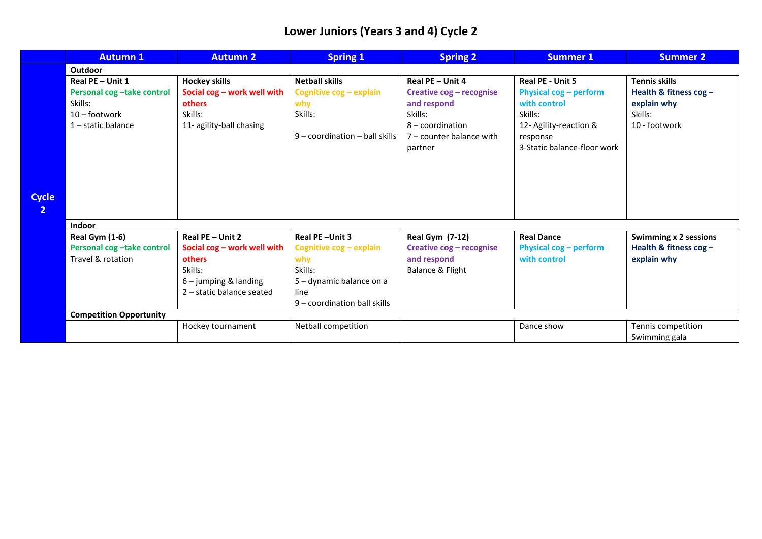# Lower Juniors (Years 3 and 4) Cycle 2

| | Autumn 1 | Autumn 2 | Spring 1 | Spring 2 | Summer 1 | Summer 2 |
|---|---|---|---|---|---|---|
| **Cycle 2** | **Outdoor** | | | | | |
| | **Real PE – Unit 1**<br>**Personal cog –take control**<br>Skills:<br>10 – footwork<br>1 – static balance | **Hockey skills**<br>**Social cog – work well with others**<br>Skills:<br>11- agility-ball chasing | **Netball skills**<br>**Cognitive cog – explain why**<br>Skills:<br><br>9 – coordination – ball skills | **Real PE – Unit 4**<br>**Creative cog – recognise and respond**<br>Skills:<br>8 – coordination<br>7 – counter balance with partner | **Real PE - Unit 5**<br>**Physical cog – perform with control**<br>Skills:<br>12- Agility-reaction & response<br>3-Static balance-floor work | **Tennis skills**<br>**Health & fitness cog – explain why**<br>Skills:<br>10 - footwork |
| | **Indoor** | | | | | |
| | **Real Gym (1-6)**<br>**Personal cog –take control**<br>Travel & rotation | **Real PE – Unit 2**<br>**Social cog – work well with others**<br>Skills:<br>6 – jumping & landing<br>2 – static balance seated | **Real PE –Unit 3**<br>**Cognitive cog – explain why**<br>Skills:<br>5 – dynamic balance on a line<br>9 – coordination ball skills | **Real Gym (7-12)**<br>**Creative cog – recognise and respond**<br>Balance & Flight | **Real Dance**<br>**Physical cog – perform with control** | **Swimming x 2 sessions**<br>**Health & fitness cog – explain why** |
| | **Competition Opportunity** | | | | | |
| | | Hockey tournament | Netball competition | | Dance show | Tennis competition<br>Swimming gala |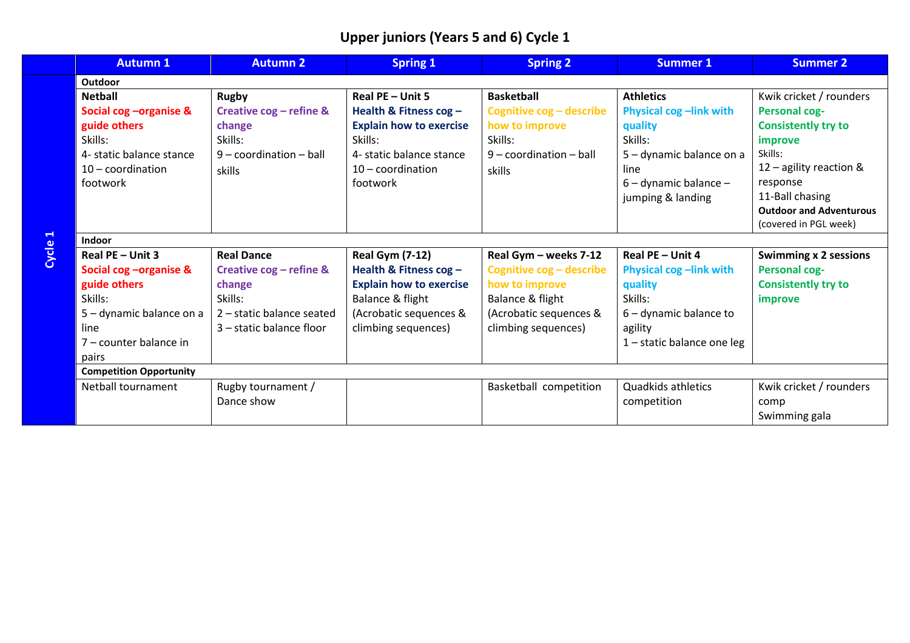# Upper juniors (Years 5 and 6) Cycle 1

| Cycle 1 | Autumn 1 | Autumn 2 | Spring 1 | Spring 2 | Summer 1 | Summer 2 |
|---|---|---|---|---|---|---|
| | **Outdoor** | | | | | |
| | **Netball**<br>**Social cog –organise & guide others**<br>Skills:<br>4- static balance stance<br>10 – coordination footwork | **Rugby**<br>**Creative cog – refine & change**<br>Skills:<br>9 – coordination – ball skills | **Real PE – Unit 5**<br>**Health & Fitness cog – Explain how to exercise**<br>Skills:<br>4- static balance stance<br>10 – coordination footwork | **Basketball**<br>**Cognitive cog – describe how to improve**<br>Skills:<br>9 – coordination – ball skills | **Athletics**<br>**Physical cog –link with quality**<br>Skills:<br>5 – dynamic balance on a line<br>6 – dynamic balance – jumping & landing | Kwik cricket / rounders<br>**Personal cog- Consistently try to improve**<br>Skills:<br>12 – agility reaction & response<br>11-Ball chasing<br>**Outdoor and Adventurous**<br>(covered in PGL week) |
| | **Indoor** | | | | | |
| | **Real PE – Unit 3**<br>**Social cog –organise & guide others**<br>Skills:<br>5 – dynamic balance on a line<br>7 – counter balance in pairs | **Real Dance**<br>**Creative cog – refine & change**<br>Skills:<br>2 – static balance seated<br>3 – static balance floor | **Real Gym (7-12)**<br>**Health & Fitness cog – Explain how to exercise**<br>Balance & flight<br>(Acrobatic sequences & climbing sequences) | **Real Gym – weeks 7-12**<br>**Cognitive cog – describe how to improve**<br>Balance & flight<br>(Acrobatic sequences & climbing sequences) | **Real PE – Unit 4**<br>**Physical cog –link with quality**<br>Skills:<br>6 – dynamic balance to agility<br>1 – static balance one leg | **Swimming x 2 sessions**<br>**Personal cog- Consistently try to improve** |
| | **Competition Opportunity** | | | | | |
| | Netball tournament | Rugby tournament / Dance show | | Basketball competition | Quadkids athletics competition | Kwik cricket / rounders comp<br>Swimming gala |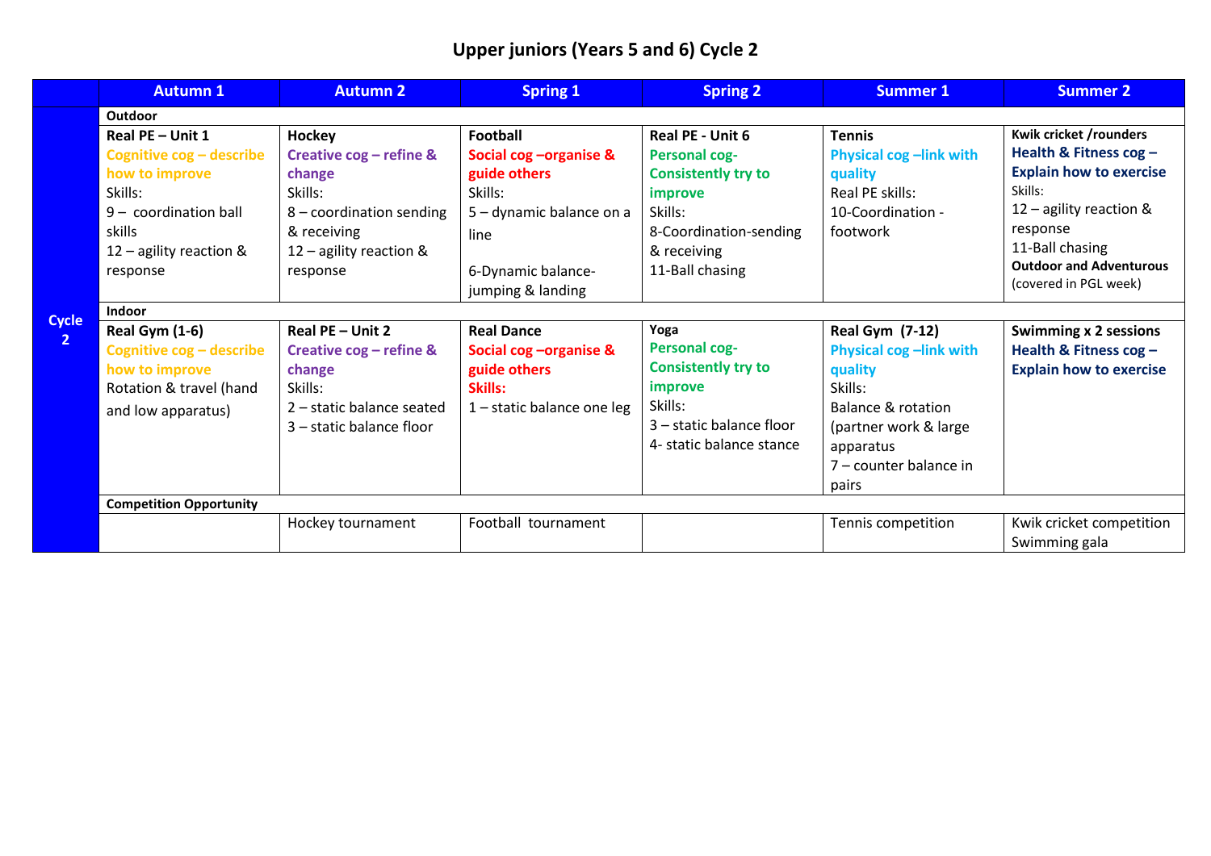# Upper juniors (Years 5 and 6) Cycle 2

| | Autumn 1 | Autumn 2 | Spring 1 | Spring 2 | Summer 1 | Summer 2 |
|---|---|---|---|---|---|---|
| **Cycle 2** | **Outdoor** | | | | | |
| | **Real PE – Unit 1**<br>**Cognitive cog – describe how to improve**<br>Skills:<br>9 – coordination ball skills<br>12 – agility reaction & response | **Hockey**<br>**Creative cog – refine & change**<br>Skills:<br>8 – coordination sending & receiving<br>12 – agility reaction & response | **Football**<br>**Social cog –organise & guide others**<br>Skills:<br>5 – dynamic balance on a line<br><br>6-Dynamic balance-jumping & landing | **Real PE - Unit 6**<br>**Personal cog-Consistently try to improve**<br>Skills:<br>8-Coordination-sending & receiving<br>11-Ball chasing | **Tennis**<br>**Physical cog –link with quality**<br>Real PE skills:<br>10-Coordination - footwork | **Kwik cricket /rounders**<br>**Health & Fitness cog – Explain how to exercise**<br>Skills:<br>12 – agility reaction & response<br>11-Ball chasing<br>**Outdoor and Adventurous** (covered in PGL week) |
| | **Indoor** | | | | | |
| | **Real Gym (1-6)**<br>**Cognitive cog – describe how to improve**<br>Rotation & travel (hand and low apparatus) | **Real PE – Unit 2**<br>**Creative cog – refine & change**<br>Skills:<br>2 – static balance seated<br>3 – static balance floor | **Real Dance**<br>**Social cog –organise & guide others**<br>**Skills:**<br>1 – static balance one leg | **Yoga**<br>**Personal cog-Consistently try to improve**<br>Skills:<br>3 – static balance floor<br>4- static balance stance | **Real Gym (7-12)**<br>**Physical cog –link with quality**<br>Skills:<br>Balance & rotation (partner work & large apparatus<br>7 – counter balance in pairs | **Swimming x 2 sessions**<br>**Health & Fitness cog – Explain how to exercise** |
| | **Competition Opportunity** | | | | | |
| | | Hockey tournament | Football tournament | | Tennis competition | Kwik cricket competition<br>Swimming gala |